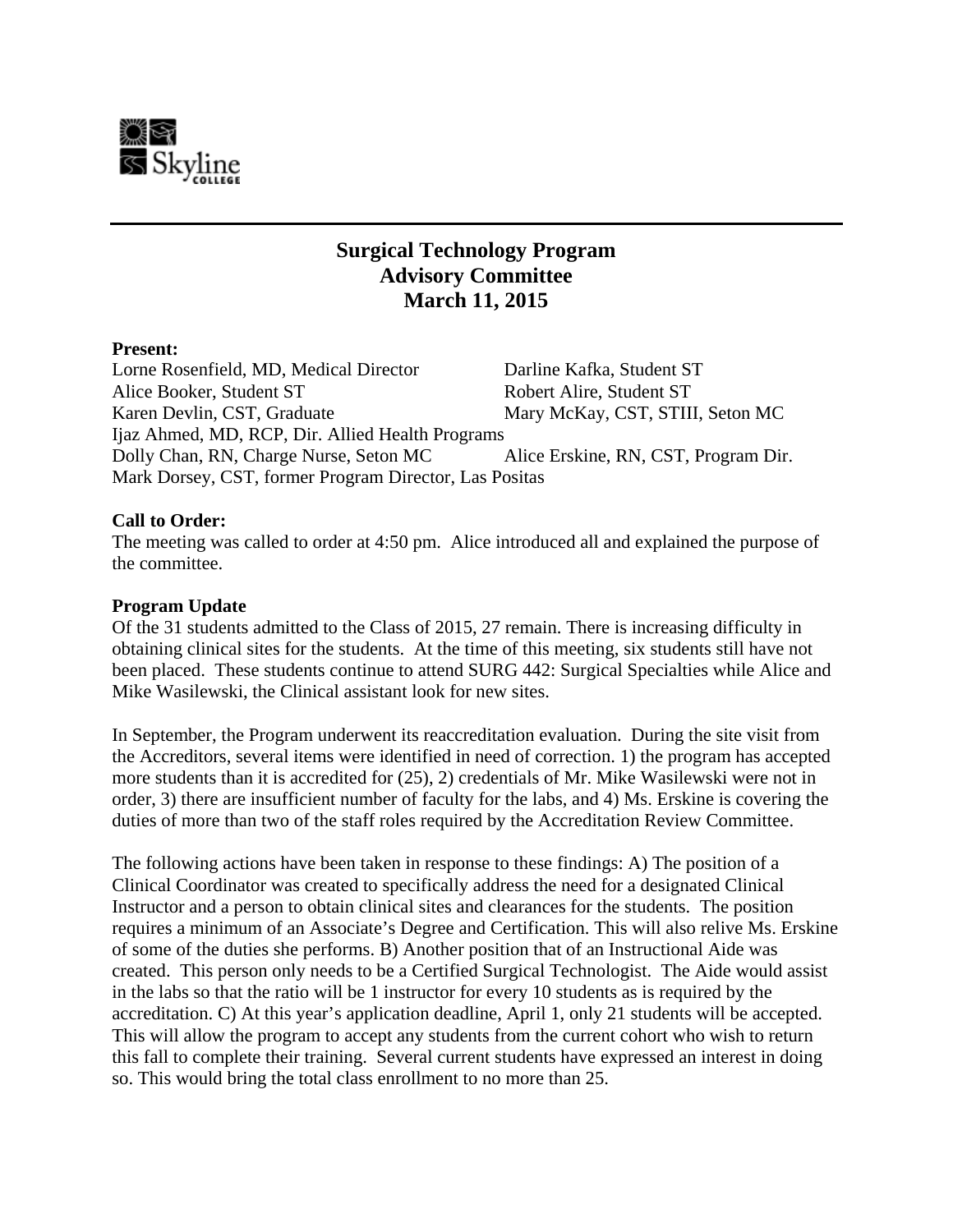# Surgical Technology Program
## Advisory Committee
## March 11, 2015

**Present:**

Lorne Rosenfield, MD, Medical Director
Darline Kafka, Student ST
Alice Booker, Student ST
Robert Alire, Student ST
Karen Devlin, CST, Graduate
Mary McKay, CST, STIII, Seton MC
Ijaz Ahmed, MD, RCP, Dir. Allied Health Programs
Dolly Chan, RN, Charge Nurse, Seton MC
Alice Erskine, RN, CST, Program Dir.
Mark Dorsey, CST, former Program Director, Las Positas

**Call to Order:**

The meeting was called to order at 4:50 pm. Alice introduced all and explained the purpose of the committee.

**Program Update**

Of the 31 students admitted to the Class of 2015, 27 remain. There is increasing difficulty in obtaining clinical sites for the students. At the time of this meeting, six students still have not been placed. These students continue to attend SURG 442: Surgical Specialties while Alice and Mike Wasilewski, the Clinical assistant look for new sites.

In September, the Program underwent its reaccreditation evaluation. During the site visit from the Accreditors, several items were identified in need of correction. 1) the program has accepted more students than it is accredited for (25), 2) credentials of Mr. Mike Wasilewski were not in order, 3) there are insufficient number of faculty for the labs, and 4) Ms. Erskine is covering the duties of more than two of the staff roles required by the Accreditation Review Committee.

The following actions have been taken in response to these findings: A) The position of a Clinical Coordinator was created to specifically address the need for a designated Clinical Instructor and a person to obtain clinical sites and clearances for the students. The position requires a minimum of an Associate's Degree and Certification. This will also relive Ms. Erskine of some of the duties she performs. B) Another position that of an Instructional Aide was created. This person only needs to be a Certified Surgical Technologist. The Aide would assist in the labs so that the ratio will be 1 instructor for every 10 students as is required by the accreditation. C) At this year's application deadline, April 1, only 21 students will be accepted. This will allow the program to accept any students from the current cohort who wish to return this fall to complete their training. Several current students have expressed an interest in doing so. This would bring the total class enrollment to no more than 25.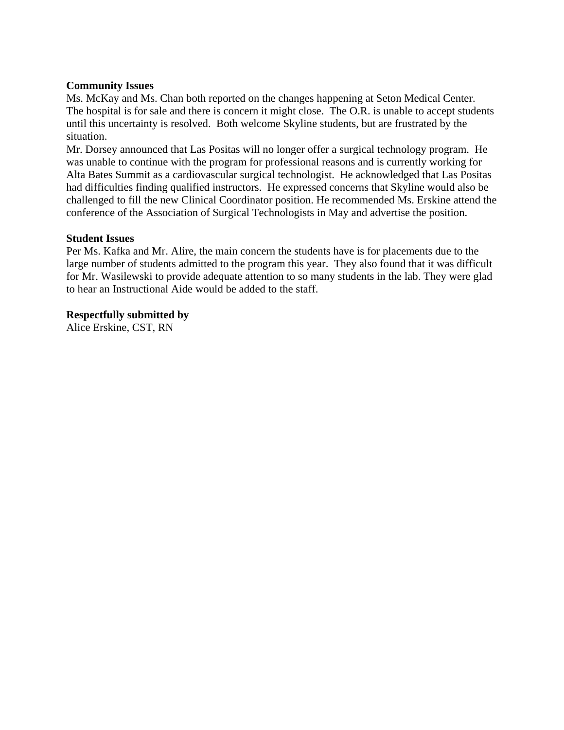**Community Issues**
Ms. McKay and Ms. Chan both reported on the changes happening at Seton Medical Center. The hospital is for sale and there is concern it might close. The O.R. is unable to accept students until this uncertainty is resolved. Both welcome Skyline students, but are frustrated by the situation.
Mr. Dorsey announced that Las Positas will no longer offer a surgical technology program. He was unable to continue with the program for professional reasons and is currently working for Alta Bates Summit as a cardiovascular surgical technologist. He acknowledged that Las Positas had difficulties finding qualified instructors. He expressed concerns that Skyline would also be challenged to fill the new Clinical Coordinator position. He recommended Ms. Erskine attend the conference of the Association of Surgical Technologists in May and advertise the position.

**Student Issues**
Per Ms. Kafka and Mr. Alire, the main concern the students have is for placements due to the large number of students admitted to the program this year. They also found that it was difficult for Mr. Wasilewski to provide adequate attention to so many students in the lab. They were glad to hear an Instructional Aide would be added to the staff.

**Respectfully submitted by**
Alice Erskine, CST, RN